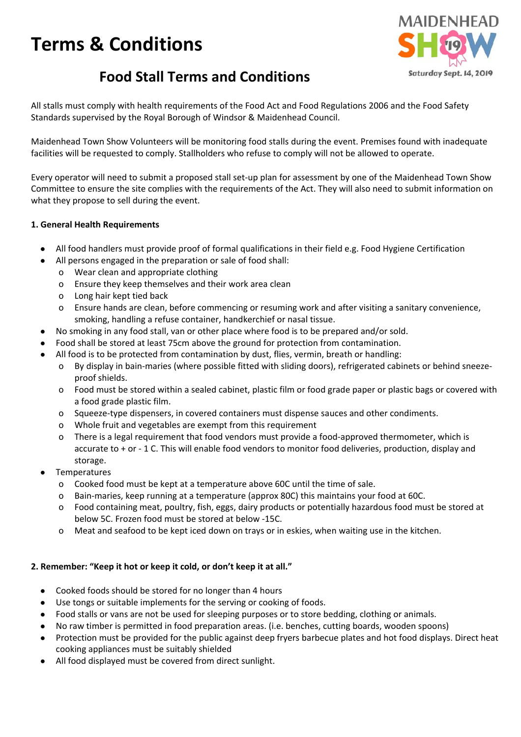# Terms & Conditions

MAIDENHEAD SHOW '19

Saturday Sept. 14, 2019

## Food Stall Terms and Conditions

All stalls must comply with health requirements of the Food Act and Food Regulations 2006 and the Food Safety Standards supervised by the Royal Borough of Windsor & Maidenhead Council.

Maidenhead Town Show Volunteers will be monitoring food stalls during the event. Premises found with inadequate facilities will be requested to comply. Stallholders who refuse to comply will not be allowed to operate.

Every operator will need to submit a proposed stall set-up plan for assessment by one of the Maidenhead Town Show Committee to ensure the site complies with the requirements of the Act. They will also need to submit information on what they propose to sell during the event.

### 1. General Health Requirements

- All food handlers must provide proof of formal qualifications in their field e.g. Food Hygiene Certification
- All persons engaged in the preparation or sale of food shall:
  - Wear clean and appropriate clothing
  - Ensure they keep themselves and their work area clean
  - Long hair kept tied back
  - Ensure hands are clean, before commencing or resuming work and after visiting a sanitary convenience, smoking, handling a refuse container, handkerchief or nasal tissue.
- No smoking in any food stall, van or other place where food is to be prepared and/or sold.
- Food shall be stored at least 75cm above the ground for protection from contamination.
- All food is to be protected from contamination by dust, flies, vermin, breath or handling:
  - By display in bain-maries (where possible fitted with sliding doors), refrigerated cabinets or behind sneeze-proof shields.
  - Food must be stored within a sealed cabinet, plastic film or food grade paper or plastic bags or covered with a food grade plastic film.
  - Squeeze-type dispensers, in covered containers must dispense sauces and other condiments.
  - Whole fruit and vegetables are exempt from this requirement
  - There is a legal requirement that food vendors must provide a food-approved thermometer, which is accurate to + or - 1 C. This will enable food vendors to monitor food deliveries, production, display and storage.
- Temperatures
  - Cooked food must be kept at a temperature above 60C until the time of sale.
  - Bain-maries, keep running at a temperature (approx 80C) this maintains your food at 60C.
  - Food containing meat, poultry, fish, eggs, dairy products or potentially hazardous food must be stored at below 5C. Frozen food must be stored at below -15C.
  - Meat and seafood to be kept iced down on trays or in eskies, when waiting use in the kitchen.

### 2. Remember: "Keep it hot or keep it cold, or don't keep it at all."

- Cooked foods should be stored for no longer than 4 hours
- Use tongs or suitable implements for the serving or cooking of foods.
- Food stalls or vans are not be used for sleeping purposes or to store bedding, clothing or animals.
- No raw timber is permitted in food preparation areas. (i.e. benches, cutting boards, wooden spoons)
- Protection must be provided for the public against deep fryers barbecue plates and hot food displays. Direct heat cooking appliances must be suitably shielded
- All food displayed must be covered from direct sunlight.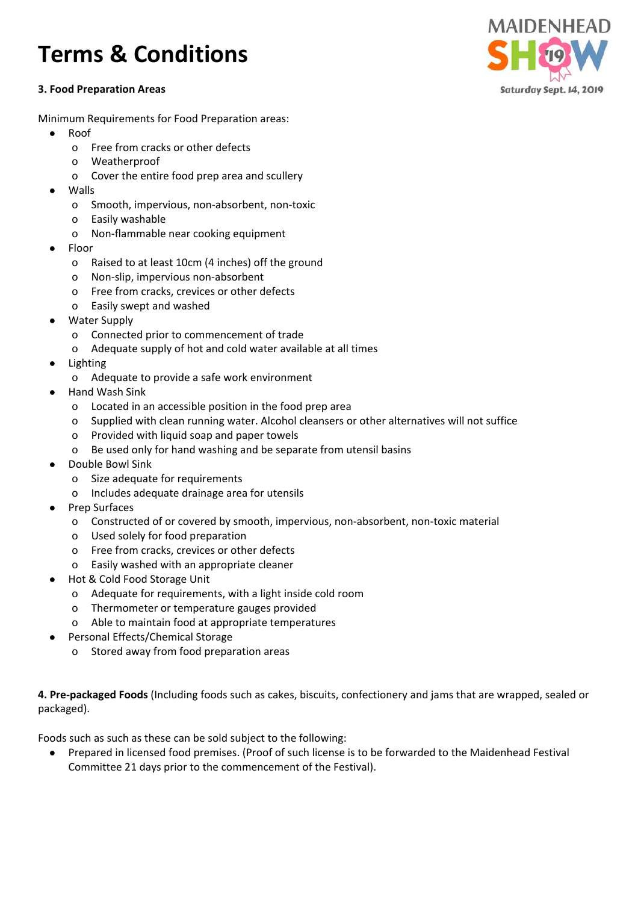# Terms & Conditions

### 3. Food Preparation Areas

Minimum Requirements for Food Preparation areas:

- Roof
  - Free from cracks or other defects
  - Weatherproof
  - Cover the entire food prep area and scullery
- Walls
  - Smooth, impervious, non-absorbent, non-toxic
  - Easily washable
  - Non-flammable near cooking equipment
- Floor
  - Raised to at least 10cm (4 inches) off the ground
  - Non-slip, impervious non-absorbent
  - Free from cracks, crevices or other defects
  - Easily swept and washed
- Water Supply
  - Connected prior to commencement of trade
  - Adequate supply of hot and cold water available at all times
- Lighting
  - Adequate to provide a safe work environment
- Hand Wash Sink
  - Located in an accessible position in the food prep area
  - Supplied with clean running water. Alcohol cleansers or other alternatives will not suffice
  - Provided with liquid soap and paper towels
  - Be used only for hand washing and be separate from utensil basins
- Double Bowl Sink
  - Size adequate for requirements
  - Includes adequate drainage area for utensils
- Prep Surfaces
  - Constructed of or covered by smooth, impervious, non-absorbent, non-toxic material
  - Used solely for food preparation
  - Free from cracks, crevices or other defects
  - Easily washed with an appropriate cleaner
- Hot & Cold Food Storage Unit
  - Adequate for requirements, with a light inside cold room
  - Thermometer or temperature gauges provided
  - Able to maintain food at appropriate temperatures
- Personal Effects/Chemical Storage
  - Stored away from food preparation areas

**4. Pre-packaged Foods** (Including foods such as cakes, biscuits, confectionery and jams that are wrapped, sealed or packaged).

Foods such as such as these can be sold subject to the following:

- Prepared in licensed food premises. (Proof of such license is to be forwarded to the Maidenhead Festival Committee 21 days prior to the commencement of the Festival).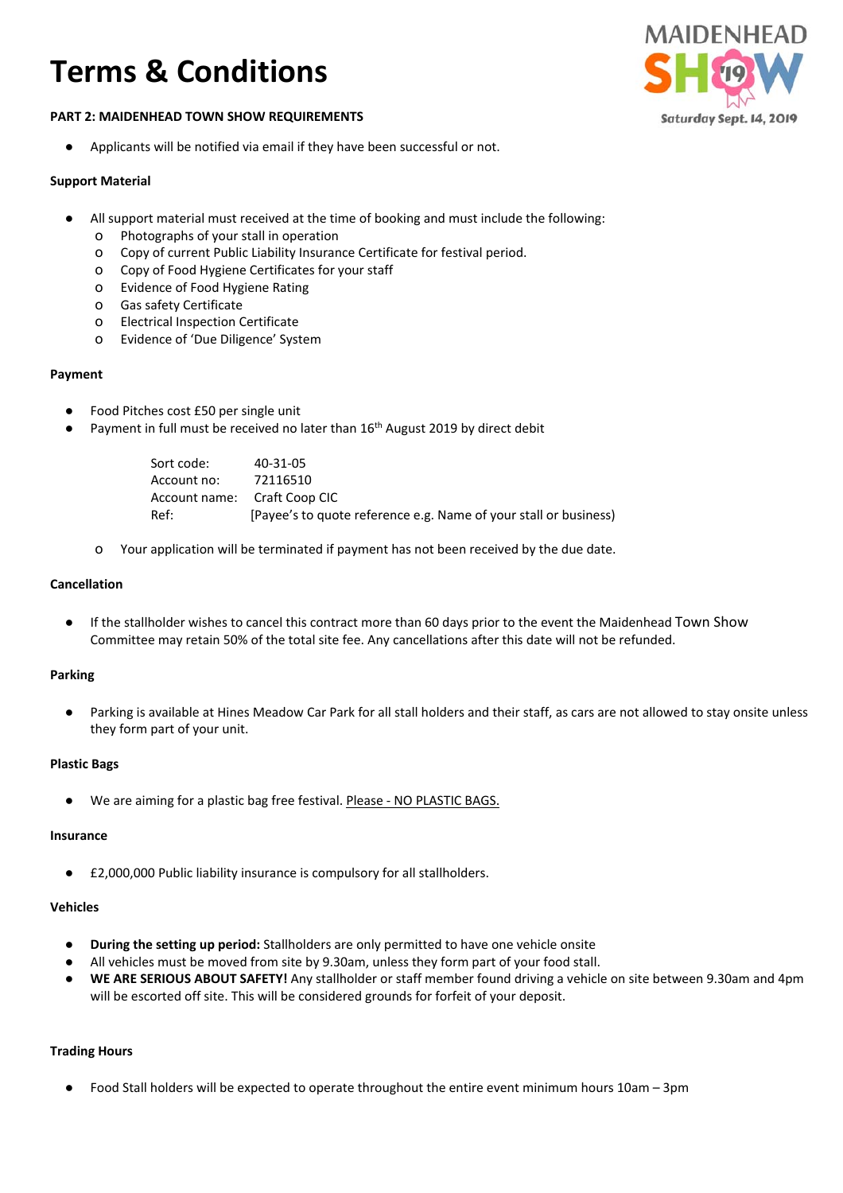# Terms & Conditions

MAIDENHEAD SHOW '19

Saturday Sept. 14, 2019

**PART 2: MAIDENHEAD TOWN SHOW REQUIREMENTS**

- Applicants will be notified via email if they have been successful or not.

**Support Material**

- All support material must received at the time of booking and must include the following:
  - Photographs of your stall in operation
  - Copy of current Public Liability Insurance Certificate for festival period.
  - Copy of Food Hygiene Certificates for your staff
  - Evidence of Food Hygiene Rating
  - Gas safety Certificate
  - Electrical Inspection Certificate
  - Evidence of 'Due Diligence' System

**Payment**

- Food Pitches cost £50 per single unit
- Payment in full must be received no later than 16th August 2019 by direct debit

| | |
|---|---|
| Sort code: | 40-31-05 |
| Account no: | 72116510 |
| Account name: | Craft Coop CIC |
| Ref: | [Payee's to quote reference e.g. Name of your stall or business) |

  - Your application will be terminated if payment has not been received by the due date.

**Cancellation**

- If the stallholder wishes to cancel this contract more than 60 days prior to the event the Maidenhead Town Show Committee may retain 50% of the total site fee. Any cancellations after this date will not be refunded.

**Parking**

- Parking is available at Hines Meadow Car Park for all stall holders and their staff, as cars are not allowed to stay onsite unless they form part of your unit.

**Plastic Bags**

- We are aiming for a plastic bag free festival. Please - NO PLASTIC BAGS.

**Insurance**

- £2,000,000 Public liability insurance is compulsory for all stallholders.

**Vehicles**

- **During the setting up period:** Stallholders are only permitted to have one vehicle onsite
- All vehicles must be moved from site by 9.30am, unless they form part of your food stall.
- **WE ARE SERIOUS ABOUT SAFETY!** Any stallholder or staff member found driving a vehicle on site between 9.30am and 4pm will be escorted off site. This will be considered grounds for forfeit of your deposit.

**Trading Hours**

- Food Stall holders will be expected to operate throughout the entire event minimum hours 10am – 3pm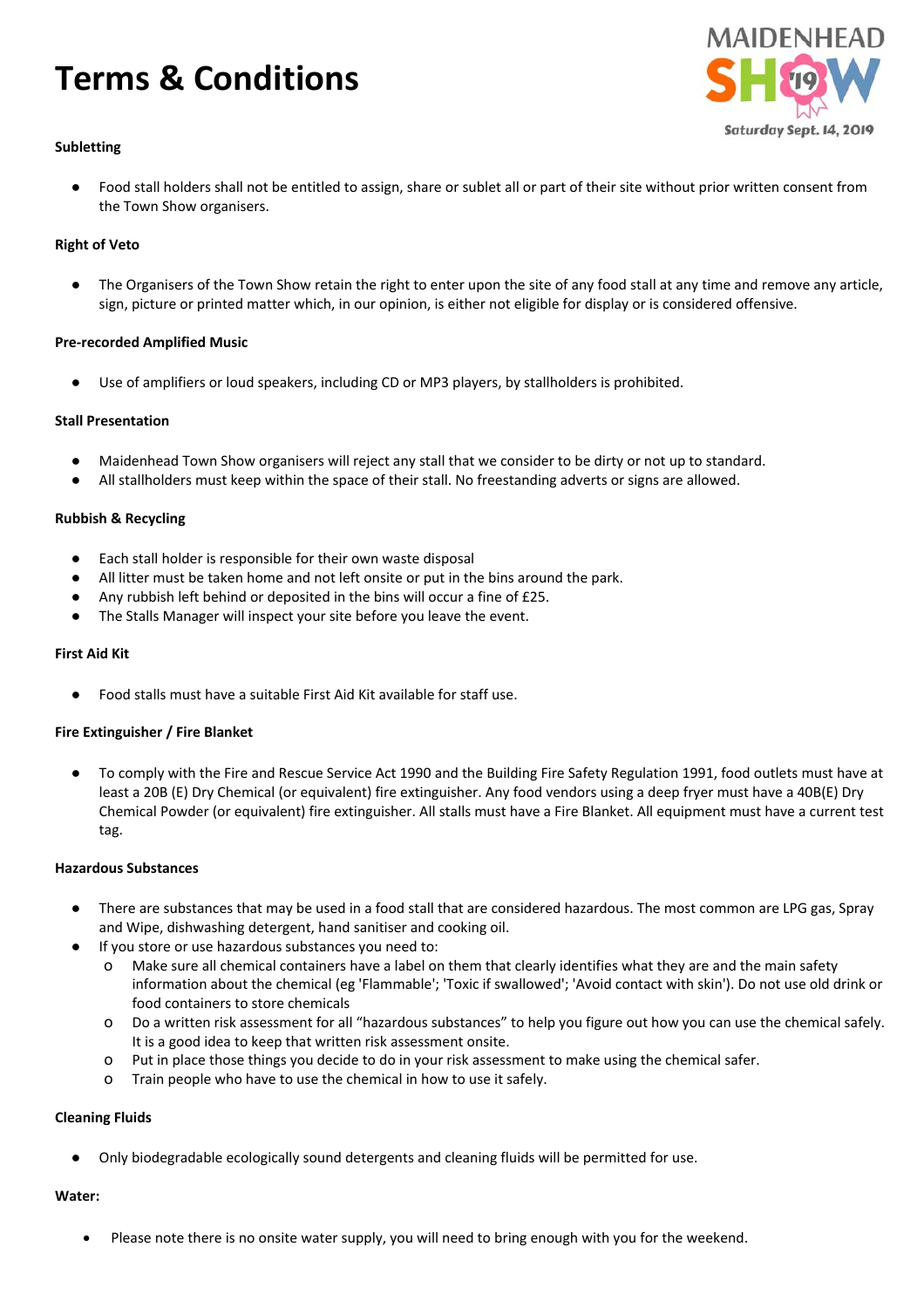# Terms & Conditions

MAIDENHEAD SHOW '19
Saturday Sept. 14, 2019

**Subletting**

- Food stall holders shall not be entitled to assign, share or sublet all or part of their site without prior written consent from the Town Show organisers.

**Right of Veto**

- The Organisers of the Town Show retain the right to enter upon the site of any food stall at any time and remove any article, sign, picture or printed matter which, in our opinion, is either not eligible for display or is considered offensive.

**Pre-recorded Amplified Music**

- Use of amplifiers or loud speakers, including CD or MP3 players, by stallholders is prohibited.

**Stall Presentation**

- Maidenhead Town Show organisers will reject any stall that we consider to be dirty or not up to standard.
- All stallholders must keep within the space of their stall. No freestanding adverts or signs are allowed.

**Rubbish & Recycling**

- Each stall holder is responsible for their own waste disposal
- All litter must be taken home and not left onsite or put in the bins around the park.
- Any rubbish left behind or deposited in the bins will occur a fine of £25.
- The Stalls Manager will inspect your site before you leave the event.

**First Aid Kit**

- Food stalls must have a suitable First Aid Kit available for staff use.

**Fire Extinguisher / Fire Blanket**

- To comply with the Fire and Rescue Service Act 1990 and the Building Fire Safety Regulation 1991, food outlets must have at least a 20B (E) Dry Chemical (or equivalent) fire extinguisher. Any food vendors using a deep fryer must have a 40B(E) Dry Chemical Powder (or equivalent) fire extinguisher. All stalls must have a Fire Blanket. All equipment must have a current test tag.

**Hazardous Substances**

- There are substances that may be used in a food stall that are considered hazardous. The most common are LPG gas, Spray and Wipe, dishwashing detergent, hand sanitiser and cooking oil.
- If you store or use hazardous substances you need to:
  - Make sure all chemical containers have a label on them that clearly identifies what they are and the main safety information about the chemical (eg 'Flammable'; 'Toxic if swallowed'; 'Avoid contact with skin'). Do not use old drink or food containers to store chemicals
  - Do a written risk assessment for all "hazardous substances" to help you figure out how you can use the chemical safely. It is a good idea to keep that written risk assessment onsite.
  - Put in place those things you decide to do in your risk assessment to make using the chemical safer.
  - Train people who have to use the chemical in how to use it safely.

**Cleaning Fluids**

- Only biodegradable ecologically sound detergents and cleaning fluids will be permitted for use.

**Water:**

- Please note there is no onsite water supply, you will need to bring enough with you for the weekend.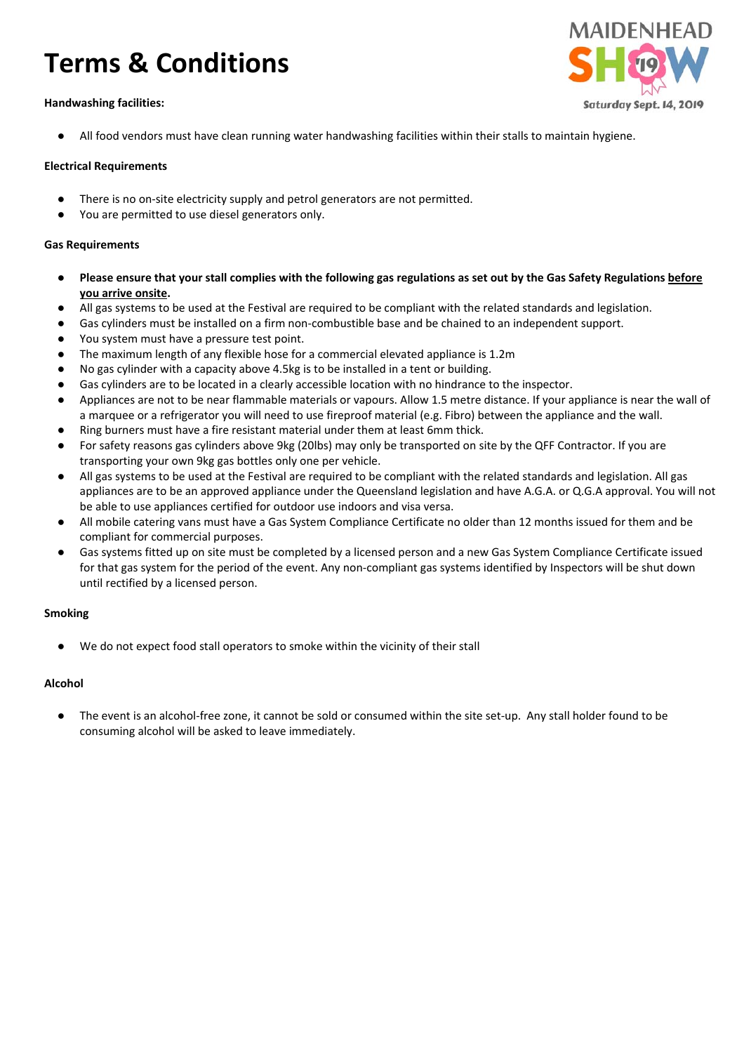# Terms & Conditions

**Handwashing facilities:**

- All food vendors must have clean running water handwashing facilities within their stalls to maintain hygiene.

**Electrical Requirements**

- There is no on-site electricity supply and petrol generators are not permitted.
- You are permitted to use diesel generators only.

**Gas Requirements**

- **Please ensure that your stall complies with the following gas regulations as set out by the Gas Safety Regulations <u>before you arrive onsite</u>.**
- All gas systems to be used at the Festival are required to be compliant with the related standards and legislation.
- Gas cylinders must be installed on a firm non-combustible base and be chained to an independent support.
- You system must have a pressure test point.
- The maximum length of any flexible hose for a commercial elevated appliance is 1.2m
- No gas cylinder with a capacity above 4.5kg is to be installed in a tent or building.
- Gas cylinders are to be located in a clearly accessible location with no hindrance to the inspector.
- Appliances are not to be near flammable materials or vapours. Allow 1.5 metre distance. If your appliance is near the wall of a marquee or a refrigerator you will need to use fireproof material (e.g. Fibro) between the appliance and the wall.
- Ring burners must have a fire resistant material under them at least 6mm thick.
- For safety reasons gas cylinders above 9kg (20lbs) may only be transported on site by the QFF Contractor. If you are transporting your own 9kg gas bottles only one per vehicle.
- All gas systems to be used at the Festival are required to be compliant with the related standards and legislation. All gas appliances are to be an approved appliance under the Queensland legislation and have A.G.A. or Q.G.A approval. You will not be able to use appliances certified for outdoor use indoors and visa versa.
- All mobile catering vans must have a Gas System Compliance Certificate no older than 12 months issued for them and be compliant for commercial purposes.
- Gas systems fitted up on site must be completed by a licensed person and a new Gas System Compliance Certificate issued for that gas system for the period of the event. Any non-compliant gas systems identified by Inspectors will be shut down until rectified by a licensed person.

**Smoking**

- We do not expect food stall operators to smoke within the vicinity of their stall

**Alcohol**

- The event is an alcohol-free zone, it cannot be sold or consumed within the site set-up. Any stall holder found to be consuming alcohol will be asked to leave immediately.